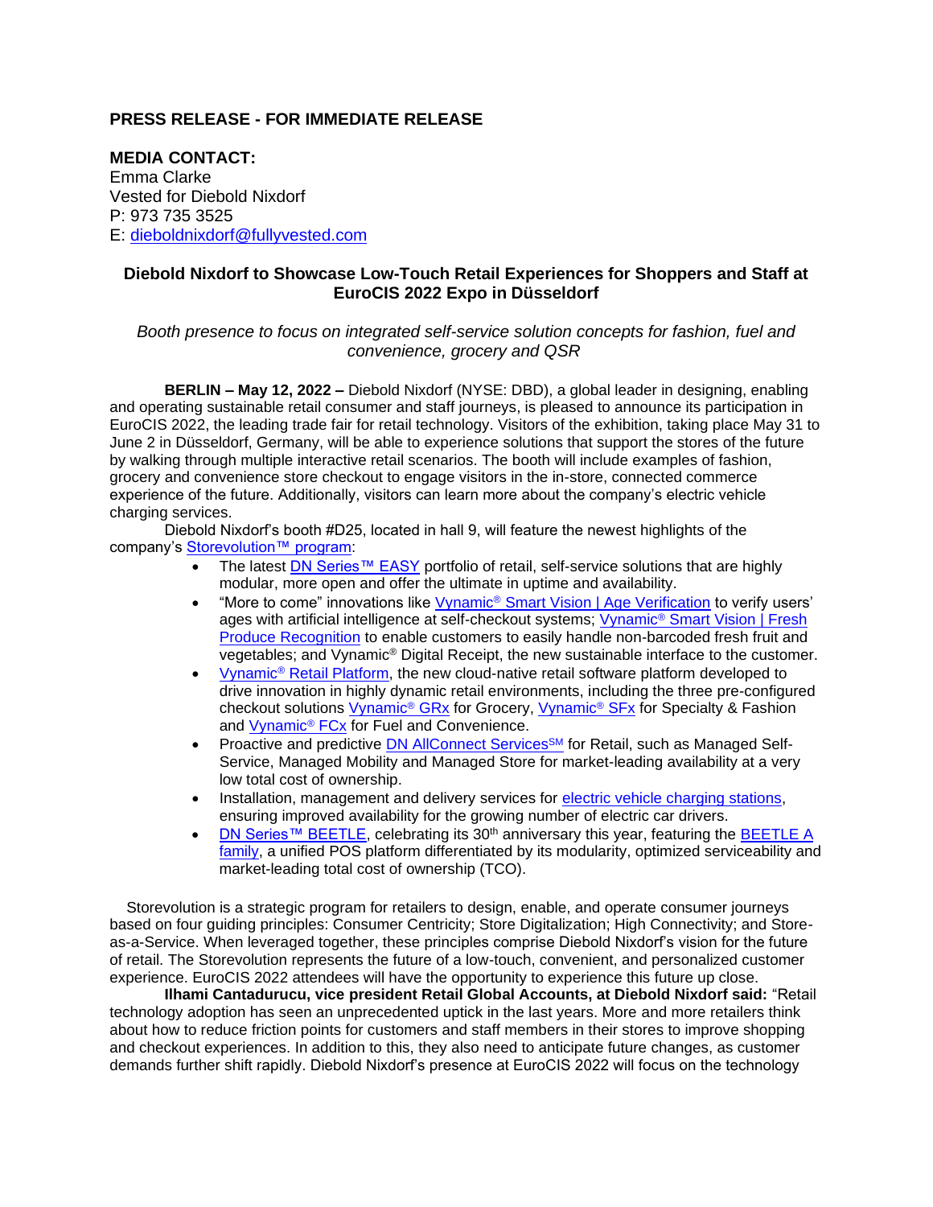**PRESS RELEASE - FOR IMMEDIATE RELEASE**

**MEDIA CONTACT:**
Emma Clarke
Vested for Diebold Nixdorf
P: 973 735 3525
E: dieboldnixdorf@fullyvested.com

## Diebold Nixdorf to Showcase Low-Touch Retail Experiences for Shoppers and Staff at EuroCIS 2022 Expo in Düsseldorf

*Booth presence to focus on integrated self-service solution concepts for fashion, fuel and convenience, grocery and QSR*

**BERLIN – May 12, 2022 –** Diebold Nixdorf (NYSE: DBD), a global leader in designing, enabling and operating sustainable retail consumer and staff journeys, is pleased to announce its participation in EuroCIS 2022, the leading trade fair for retail technology. Visitors of the exhibition, taking place May 31 to June 2 in Düsseldorf, Germany, will be able to experience solutions that support the stores of the future by walking through multiple interactive retail scenarios. The booth will include examples of fashion, grocery and convenience store checkout to engage visitors in the in-store, connected commerce experience of the future. Additionally, visitors can learn more about the company's electric vehicle charging services.

Diebold Nixdorf's booth #D25, located in hall 9, will feature the newest highlights of the company's Storevolution™ program:

- The latest DN Series™ EASY portfolio of retail, self-service solutions that are highly modular, more open and offer the ultimate in uptime and availability.
- "More to come" innovations like Vynamic® Smart Vision | Age Verification to verify users' ages with artificial intelligence at self-checkout systems; Vynamic® Smart Vision | Fresh Produce Recognition to enable customers to easily handle non-barcoded fresh fruit and vegetables; and Vynamic® Digital Receipt, the new sustainable interface to the customer.
- Vynamic® Retail Platform, the new cloud-native retail software platform developed to drive innovation in highly dynamic retail environments, including the three pre-configured checkout solutions Vynamic® GRx for Grocery, Vynamic® SFx for Specialty & Fashion and Vynamic® FCx for Fuel and Convenience.
- Proactive and predictive DN AllConnect Services℠ for Retail, such as Managed Self-Service, Managed Mobility and Managed Store for market-leading availability at a very low total cost of ownership.
- Installation, management and delivery services for electric vehicle charging stations, ensuring improved availability for the growing number of electric car drivers.
- DN Series™ BEETLE, celebrating its 30th anniversary this year, featuring the BEETLE A family, a unified POS platform differentiated by its modularity, optimized serviceability and market-leading total cost of ownership (TCO).

Storevolution is a strategic program for retailers to design, enable, and operate consumer journeys based on four guiding principles: Consumer Centricity; Store Digitalization; High Connectivity; and Store-as-a-Service. When leveraged together, these principles comprise Diebold Nixdorf's vision for the future of retail. The Storevolution represents the future of a low-touch, convenient, and personalized customer experience. EuroCIS 2022 attendees will have the opportunity to experience this future up close.

**Ilhami Cantadurucu, vice president Retail Global Accounts, at Diebold Nixdorf said:** "Retail technology adoption has seen an unprecedented uptick in the last years. More and more retailers think about how to reduce friction points for customers and staff members in their stores to improve shopping and checkout experiences. In addition to this, they also need to anticipate future changes, as customer demands further shift rapidly. Diebold Nixdorf's presence at EuroCIS 2022 will focus on the technology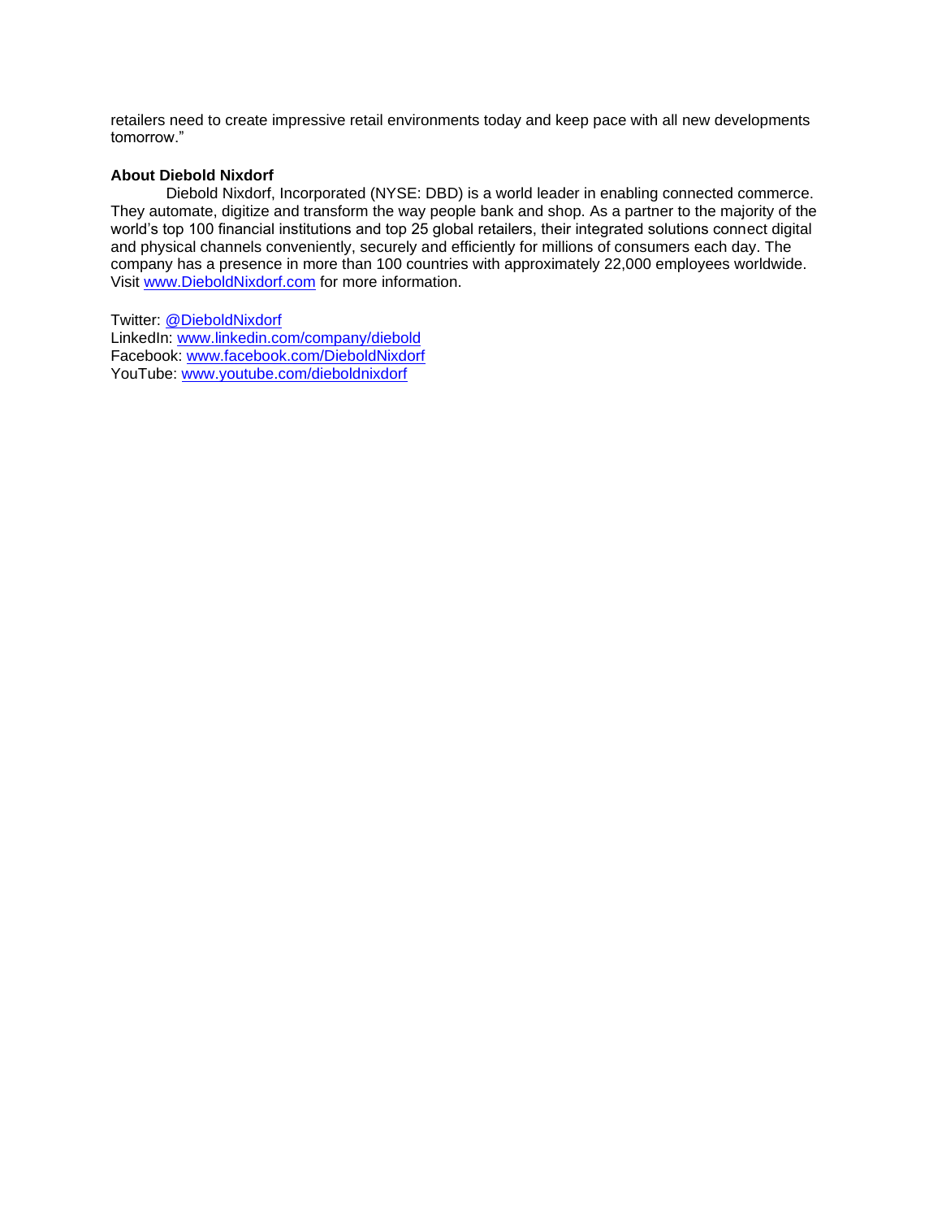retailers need to create impressive retail environments today and keep pace with all new developments tomorrow."

**About Diebold Nixdorf**

Diebold Nixdorf, Incorporated (NYSE: DBD) is a world leader in enabling connected commerce. They automate, digitize and transform the way people bank and shop. As a partner to the majority of the world's top 100 financial institutions and top 25 global retailers, their integrated solutions connect digital and physical channels conveniently, securely and efficiently for millions of consumers each day. The company has a presence in more than 100 countries with approximately 22,000 employees worldwide. Visit www.DieboldNixdorf.com for more information.

Twitter: @DieboldNixdorf
LinkedIn: www.linkedin.com/company/diebold
Facebook: www.facebook.com/DieboldNixdorf
YouTube: www.youtube.com/dieboldnixdorf